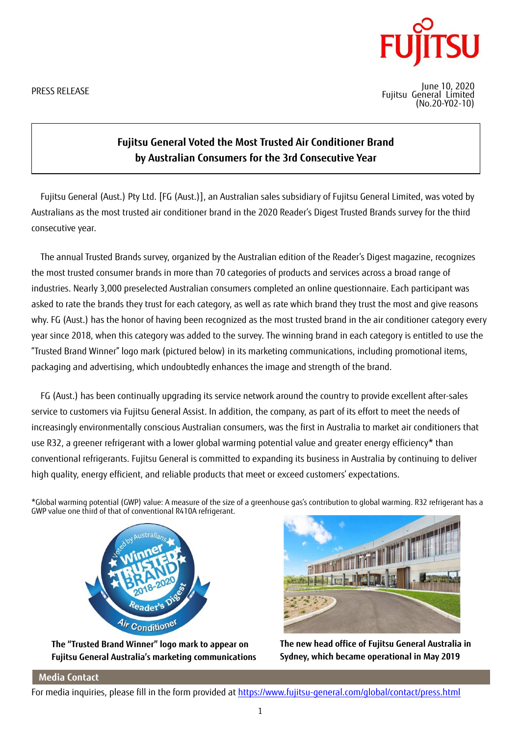PRESS RELEASE

June 10, 2020
Fujitsu General Limited
(No.20-Y02-10)

# Fujitsu General Voted the Most Trusted Air Conditioner Brand by Australian Consumers for the 3rd Consecutive Year

Fujitsu General (Aust.) Pty Ltd. [FG (Aust.)], an Australian sales subsidiary of Fujitsu General Limited, was voted by Australians as the most trusted air conditioner brand in the 2020 Reader's Digest Trusted Brands survey for the third consecutive year.

The annual Trusted Brands survey, organized by the Australian edition of the Reader's Digest magazine, recognizes the most trusted consumer brands in more than 70 categories of products and services across a broad range of industries. Nearly 3,000 preselected Australian consumers completed an online questionnaire. Each participant was asked to rate the brands they trust for each category, as well as rate which brand they trust the most and give reasons why. FG (Aust.) has the honor of having been recognized as the most trusted brand in the air conditioner category every year since 2018, when this category was added to the survey. The winning brand in each category is entitled to use the "Trusted Brand Winner" logo mark (pictured below) in its marketing communications, including promotional items, packaging and advertising, which undoubtedly enhances the image and strength of the brand.

FG (Aust.) has been continually upgrading its service network around the country to provide excellent after-sales service to customers via Fujitsu General Assist. In addition, the company, as part of its effort to meet the needs of increasingly environmentally conscious Australian consumers, was the first in Australia to market air conditioners that use R32, a greener refrigerant with a lower global warming potential value and greater energy efficiency* than conventional refrigerants. Fujitsu General is committed to expanding its business in Australia by continuing to deliver high quality, energy efficient, and reliable products that meet or exceed customers' expectations.

*Global warming potential (GWP) value: A measure of the size of a greenhouse gas's contribution to global warming. R32 refrigerant has a GWP value one third of that of conventional R410A refrigerant.

**The "Trusted Brand Winner" logo mark to appear on Fujitsu General Australia's marketing communications**

**The new head office of Fujitsu General Australia in Sydney, which became operational in May 2019**

## Media Contact

For media inquiries, please fill in the form provided at https://www.fujitsu-general.com/global/contact/press.html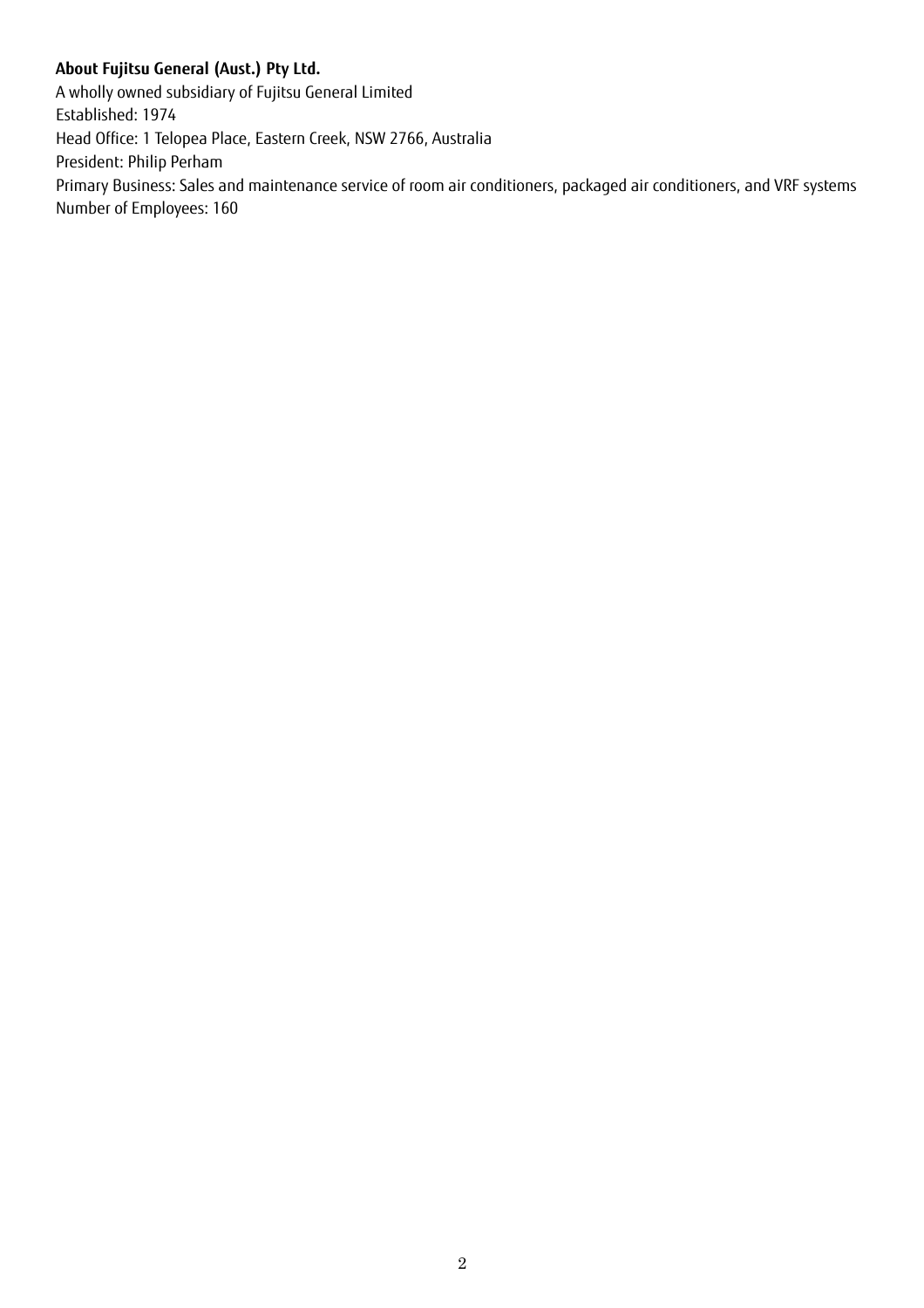**About Fujitsu General (Aust.) Pty Ltd.**

A wholly owned subsidiary of Fujitsu General Limited
Established: 1974
Head Office: 1 Telopea Place, Eastern Creek, NSW 2766, Australia
President: Philip Perham
Primary Business: Sales and maintenance service of room air conditioners, packaged air conditioners, and VRF systems
Number of Employees: 160